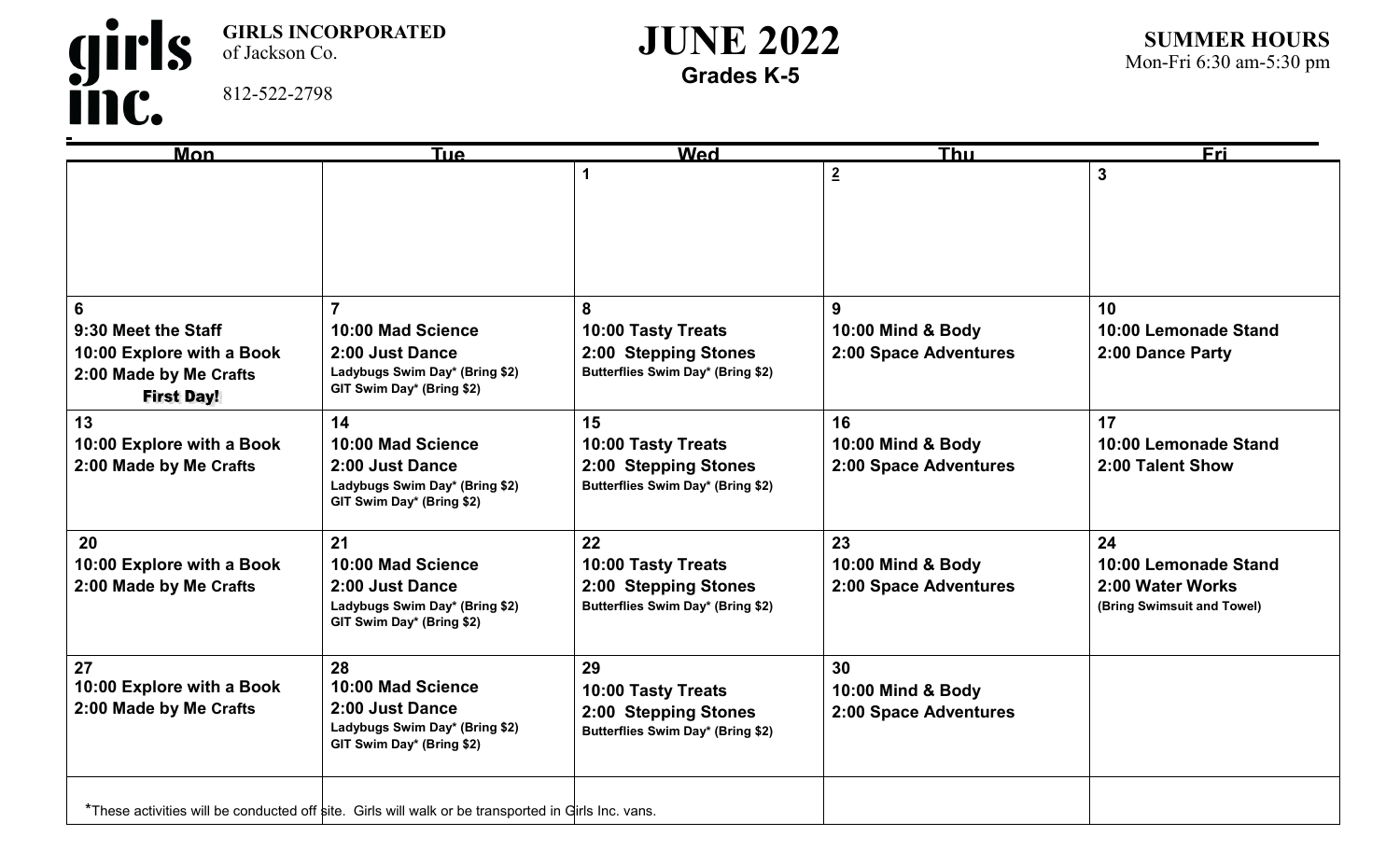**girls inc.**

**GIRLS INCORPORATED**
of Jackson Co.

812-522-2798

# JUNE 2022

**Grades K-5**

**SUMMER HOURS**
Mon-Fri 6:30 am-5:30 pm

| Mon | Tue | Wed | Thu | Fri |
|---|---|---|---|---|
| | | **1** | **2** | **3** |
| **6**<br>**9:30 Meet the Staff**<br>**10:00 Explore with a Book**<br>**2:00 Made by Me Crafts**<br>**First Day!** | **7**<br>**10:00 Mad Science**<br>**2:00 Just Dance**<br>**Ladybugs Swim Day* (Bring $2)**<br>**GIT Swim Day* (Bring $2)** | **8**<br>**10:00 Tasty Treats**<br>**2:00 Stepping Stones**<br>**Butterflies Swim Day* (Bring $2)** | **9**<br>**10:00 Mind & Body**<br>**2:00 Space Adventures** | **10**<br>**10:00 Lemonade Stand**<br>**2:00 Dance Party** |
| **13**<br>**10:00 Explore with a Book**<br>**2:00 Made by Me Crafts** | **14**<br>**10:00 Mad Science**<br>**2:00 Just Dance**<br>**Ladybugs Swim Day* (Bring $2)**<br>**GIT Swim Day* (Bring $2)** | **15**<br>**10:00 Tasty Treats**<br>**2:00 Stepping Stones**<br>**Butterflies Swim Day* (Bring $2)** | **16**<br>**10:00 Mind & Body**<br>**2:00 Space Adventures** | **17**<br>**10:00 Lemonade Stand**<br>**2:00 Talent Show** |
| **20**<br>**10:00 Explore with a Book**<br>**2:00 Made by Me Crafts** | **21**<br>**10:00 Mad Science**<br>**2:00 Just Dance**<br>**Ladybugs Swim Day* (Bring $2)**<br>**GIT Swim Day* (Bring $2)** | **22**<br>**10:00 Tasty Treats**<br>**2:00 Stepping Stones**<br>**Butterflies Swim Day* (Bring $2)** | **23**<br>**10:00 Mind & Body**<br>**2:00 Space Adventures** | **24**<br>**10:00 Lemonade Stand**<br>**2:00 Water Works**<br>**(Bring Swimsuit and Towel)** |
| **27**<br>**10:00 Explore with a Book**<br>**2:00 Made by Me Crafts** | **28**<br>**10:00 Mad Science**<br>**2:00 Just Dance**<br>**Ladybugs Swim Day* (Bring $2)**<br>**GIT Swim Day* (Bring $2)** | **29**<br>**10:00 Tasty Treats**<br>**2:00 Stepping Stones**<br>**Butterflies Swim Day* (Bring $2)** | **30**<br>**10:00 Mind & Body**<br>**2:00 Space Adventures** | |

*These activities will be conducted off site. Girls will walk or be transported in Girls Inc. vans.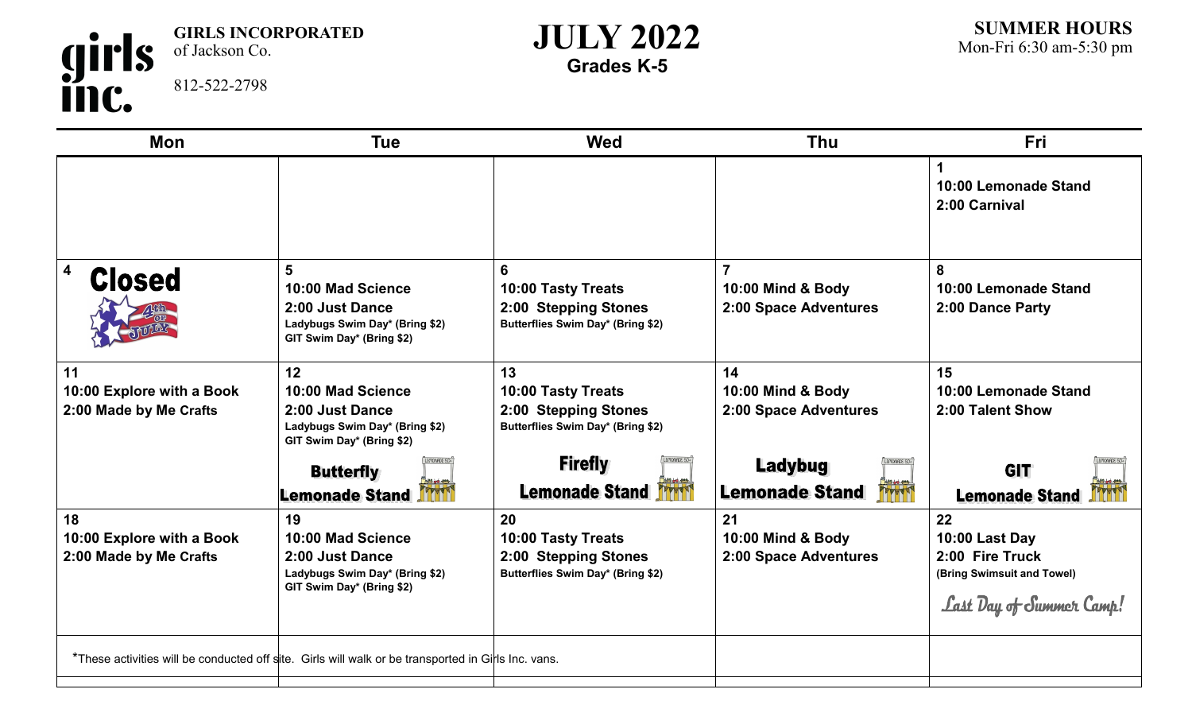**GIRLS INCORPORATED**
of Jackson Co.

812-522-2798

# JULY 2022

**Grades K-5**

**SUMMER HOURS**
Mon-Fri 6:30 am-5:30 pm

| Mon | Tue | Wed | Thu | Fri |
|---|---|---|---|---|
| | | | | **1**<br>**10:00 Lemonade Stand**<br>**2:00 Carnival** |
| **4**<br>**Closed**<br>4th of July | **5**<br>**10:00 Mad Science**<br>**2:00 Just Dance**<br>Ladybugs Swim Day* (Bring $2)<br>GIT Swim Day* (Bring $2) | **6**<br>**10:00 Tasty Treats**<br>**2:00 Stepping Stones**<br>Butterflies Swim Day* (Bring $2) | **7**<br>**10:00 Mind & Body**<br>**2:00 Space Adventures** | **8**<br>**10:00 Lemonade Stand**<br>**2:00 Dance Party** |
| **11**<br>**10:00 Explore with a Book**<br>**2:00 Made by Me Crafts** | **12**<br>**10:00 Mad Science**<br>**2:00 Just Dance**<br>Ladybugs Swim Day* (Bring $2)<br>GIT Swim Day* (Bring $2)<br>**Butterfly Lemonade Stand** | **13**<br>**10:00 Tasty Treats**<br>**2:00 Stepping Stones**<br>Butterflies Swim Day* (Bring $2)<br>**Firefly Lemonade Stand** | **14**<br>**10:00 Mind & Body**<br>**2:00 Space Adventures**<br>**Ladybug Lemonade Stand** | **15**<br>**10:00 Lemonade Stand**<br>**2:00 Talent Show**<br>**GIT Lemonade Stand** |
| **18**<br>**10:00 Explore with a Book**<br>**2:00 Made by Me Crafts** | **19**<br>**10:00 Mad Science**<br>**2:00 Just Dance**<br>Ladybugs Swim Day* (Bring $2)<br>GIT Swim Day* (Bring $2) | **20**<br>**10:00 Tasty Treats**<br>**2:00 Stepping Stones**<br>Butterflies Swim Day* (Bring $2) | **21**<br>**10:00 Mind & Body**<br>**2:00 Space Adventures** | **22**<br>**10:00 Last Day**<br>**2:00 Fire Truck**<br>(Bring Swimsuit and Towel)<br>*Last Day of Summer Camp!* |

*These activities will be conducted off site. Girls will walk or be transported in Girls Inc. vans.